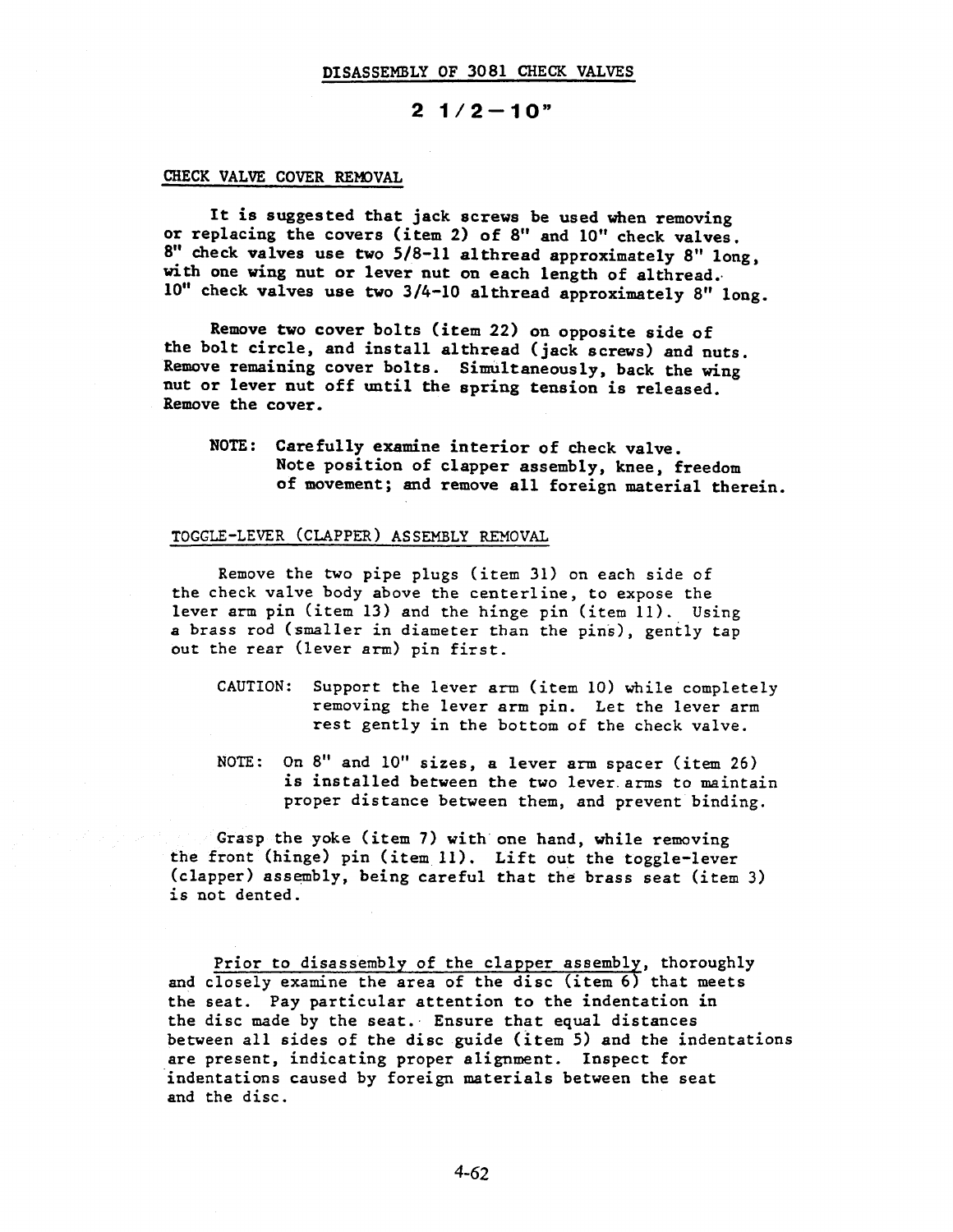# DISASSEMBLY OF 3081 CHECK VALVES

## 2 1/2—10"

### CHECK VALVE COVER REMOVAL

It is suggested that jack screws be used when removing or replacing the covers (item 2) of 8" and 10" check valves. 8" check valves use two 5/8-11 althread approximately 8" long, with one wing nut or lever nut on each length of althread. 10" check valves use two 3/4-10 althread approximately 8" long.

Remove two cover bolts (item 22) on opposite side of the bolt circle, and install althread (jack screws) and nuts. Remove remaining cover bolts. Simultaneously, back the wing nut or lever nut off until the spring tension is released. Remove the cover.

> NOTE: Carefully examine interior of check valve. Note position of clapper assembly, knee, freedom of movement; and remove all foreign material therein.

### TOGGLE-LEVER (CLAPPER) ASSEMBLY REMOVAL

Remove the two pipe plugs (item 31) on each side of the check valve body above the centerline, to expose the lever arm pin (item 13) and the hinge pin (item 11). Using a brass rod (smaller in diameter than the pins), gently tap out the rear (lever arm) pin first.

> CAUTION: Support the lever arm (item 10) while completely removing the lever arm pin. Let the lever arm rest gently in the bottom of the check valve.

> NOTE: On 8" and 10" sizes, a lever arm spacer (item 26) is installed between the two lever arms to maintain proper distance between them, and prevent binding.

Grasp the yoke (item 7) with one hand, while removing the front (hinge) pin (item 11). Lift out the toggle-lever (clapper) assembly, being careful that the brass seat (item 3) is not dented.

Prior to disassembly of the clapper assembly, thoroughly and closely examine the area of the disc (item 6) that meets the seat. Pay particular attention to the indentation in the disc made by the seat. Ensure that equal distances between all sides of the disc guide (item 5) and the indentations are present, indicating proper alignment. Inspect for indentations caused by foreign materials between the seat and the disc.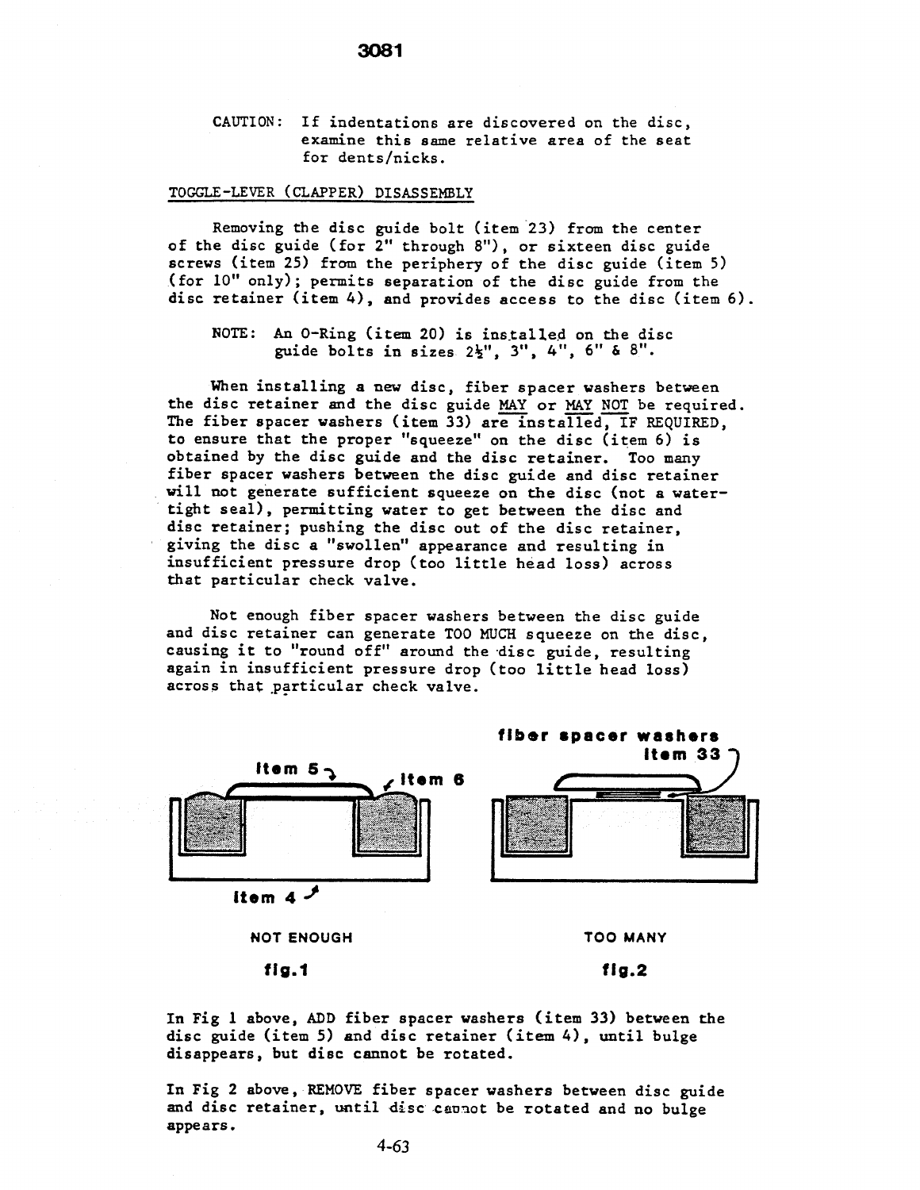CAUTION: If indentations are discovered on the disc, examine this same relative area of the seat for dents/nicks.

## TOGGLE-LEVER (CLAPPER) DISASSEMBLY

Removing the disc guide bolt (item 23) from the center of the disc guide (for 2" through 8"), or sixteen disc guide screws (item 25) from the periphery of the disc guide (item 5) (for 10" only); permits separation of the disc guide from the disc retainer (item 4), and provides access to the disc (item 6).

NOTE: An O-Ring (item 20) is installed on the disc guide bolts in sizes 2½", 3", 4", 6" & 8".

When installing a new disc, fiber spacer washers between the disc retainer and the disc guide MAY or MAY NOT be required. The fiber spacer washers (item 33) are installed, IF REQUIRED, to ensure that the proper "squeeze" on the disc (item 6) is obtained by the disc guide and the disc retainer. Too many fiber spacer washers between the disc guide and disc retainer will not generate sufficient squeeze on the disc (not a water-tight seal), permitting water to get between the disc and disc retainer; pushing the disc out of the disc retainer, giving the disc a "swollen" appearance and resulting in insufficient pressure drop (too little head loss) across that particular check valve.

Not enough fiber spacer washers between the disc guide and disc retainer can generate TOO MUCH squeeze on the disc, causing it to "round off" around the disc guide, resulting again in insufficient pressure drop (too little head loss) across that particular check valve.

item 5 item 6 item 4

NOT ENOUGH

**fig.1**

fiber spacer washers item 33

TOO MANY

**fig.2**

In Fig 1 above, ADD fiber spacer washers (item 33) between the disc guide (item 5) and disc retainer (item 4), until bulge disappears, but disc cannot be rotated.

In Fig 2 above, REMOVE fiber spacer washers between disc guide and disc retainer, until disc cannot be rotated and no bulge appears.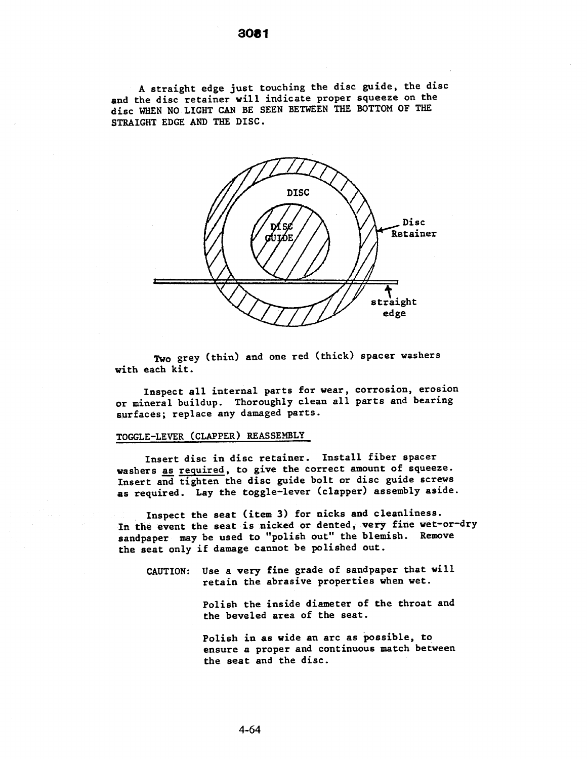A straight edge just touching the disc guide, the disc and the disc retainer will indicate proper squeeze on the disc WHEN NO LIGHT CAN BE SEEN BETWEEN THE BOTTOM OF THE STRAIGHT EDGE AND THE DISC.

DISC

DISC GUIDE

Disc Retainer

straight edge

Two grey (thin) and one red (thick) spacer washers with each kit.

Inspect all internal parts for wear, corrosion, erosion or mineral buildup. Thoroughly clean all parts and bearing surfaces; replace any damaged parts.

## TOGGLE-LEVER (CLAPPER) REASSEMBLY

Insert disc in disc retainer. Install fiber spacer washers as required, to give the correct amount of squeeze. Insert and tighten the disc guide bolt or disc guide screws as required. Lay the toggle-lever (clapper) assembly aside.

Inspect the seat (item 3) for nicks and cleanliness. In the event the seat is nicked or dented, very fine wet-or-dry sandpaper may be used to "polish out" the blemish. Remove the seat only if damage cannot be polished out.

CAUTION: Use a very fine grade of sandpaper that will retain the abrasive properties when wet.

Polish the inside diameter of the throat and the beveled area of the seat.

Polish in as wide an arc as possible, to ensure a proper and continuous match between the seat and the disc.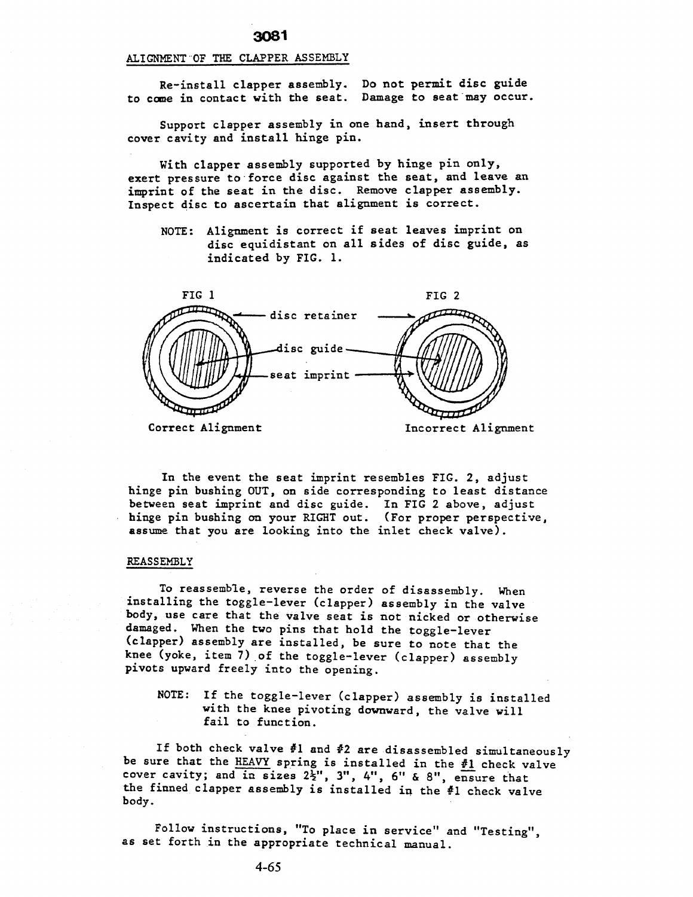3081

ALIGNMENT OF THE CLAPPER ASSEMBLY

Re-install clapper assembly. Do not permit disc guide to come in contact with the seat. Damage to seat may occur.

Support clapper assembly in one hand, insert through cover cavity and install hinge pin.

With clapper assembly supported by hinge pin only, exert pressure to force disc against the seat, and leave an imprint of the seat in the disc. Remove clapper assembly. Inspect disc to ascertain that alignment is correct.

NOTE: Alignment is correct if seat leaves imprint on disc equidistant on all sides of disc guide, as indicated by FIG. 1.

FIG 1 — Correct Alignment

FIG 2 — Incorrect Alignment

(Labels: disc retainer, disc guide, seat imprint)

In the event the seat imprint resembles FIG. 2, adjust hinge pin bushing OUT, on side corresponding to least distance between seat imprint and disc guide. In FIG 2 above, adjust hinge pin bushing on your RIGHT out. (For proper perspective, assume that you are looking into the inlet check valve).

REASSEMBLY

To reassemble, reverse the order of disassembly. When installing the toggle-lever (clapper) assembly in the valve body, use care that the valve seat is not nicked or otherwise damaged. When the two pins that hold the toggle-lever (clapper) assembly are installed, be sure to note that the knee (yoke, item 7) of the toggle-lever (clapper) assembly pivots upward freely into the opening.

NOTE: If the toggle-lever (clapper) assembly is installed with the knee pivoting downward, the valve will fail to function.

If both check valve #1 and #2 are disassembled simultaneously be sure that the HEAVY spring is installed in the #1 check valve cover cavity; and in sizes 2½", 3", 4", 6" & 8", ensure that the finned clapper assembly is installed in the #1 check valve body.

Follow instructions, "To place in service" and "Testing", as set forth in the appropriate technical manual.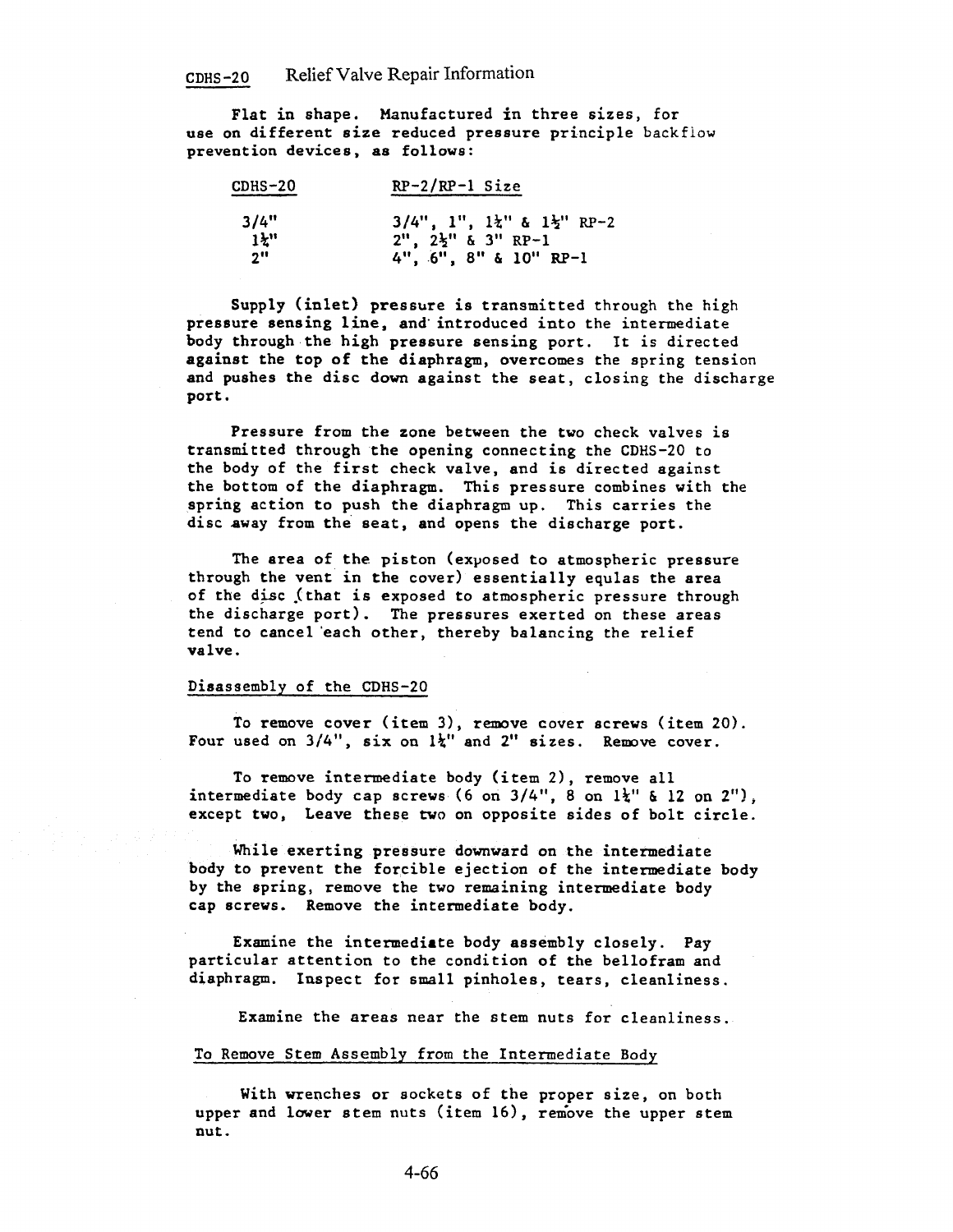## CDHS-20 Relief Valve Repair Information

Flat in shape. Manufactured in three sizes, for use on different size reduced pressure principle backflow prevention devices, as follows:

| CDHS-20 | RP-2/RP-1 Size |
|---|---|
| 3/4" | 3/4", 1", 1¼" & 1½" RP-2 |
| 1¼" | 2", 2½" & 3" RP-1 |
| 2" | 4", 6", 8" & 10" RP-1 |

Supply (inlet) pressure is transmitted through the high pressure sensing line, and introduced into the intermediate body through the high pressure sensing port. It is directed against the top of the diaphragm, overcomes the spring tension and pushes the disc down against the seat, closing the discharge port.

Pressure from the zone between the two check valves is transmitted through the opening connecting the CDHS-20 to the body of the first check valve, and is directed against the bottom of the diaphragm. This pressure combines with the spring action to push the diaphragm up. This carries the disc away from the seat, and opens the discharge port.

The area of the piston (exposed to atmospheric pressure through the vent in the cover) essentially equlas the area of the disc (that is exposed to atmospheric pressure through the discharge port). The pressures exerted on these areas tend to cancel each other, thereby balancing the relief valve.

### Disassembly of the CDHS-20

To remove cover (item 3), remove cover screws (item 20). Four used on 3/4", six on 1¼" and 2" sizes. Remove cover.

To remove intermediate body (item 2), remove all intermediate body cap screws (6 on 3/4", 8 on 1¼" & 12 on 2"), except two, Leave these two on opposite sides of bolt circle.

While exerting pressure downward on the intermediate body to prevent the forcible ejection of the intermediate body by the spring, remove the two remaining intermediate body cap screws. Remove the intermediate body.

Examine the intermediate body assembly closely. Pay particular attention to the condition of the bellofram and diaphragm. Inspect for small pinholes, tears, cleanliness.

Examine the areas near the stem nuts for cleanliness.

### To Remove Stem Assembly from the Intermediate Body

With wrenches or sockets of the proper size, on both upper and lower stem nuts (item 16), remove the upper stem nut.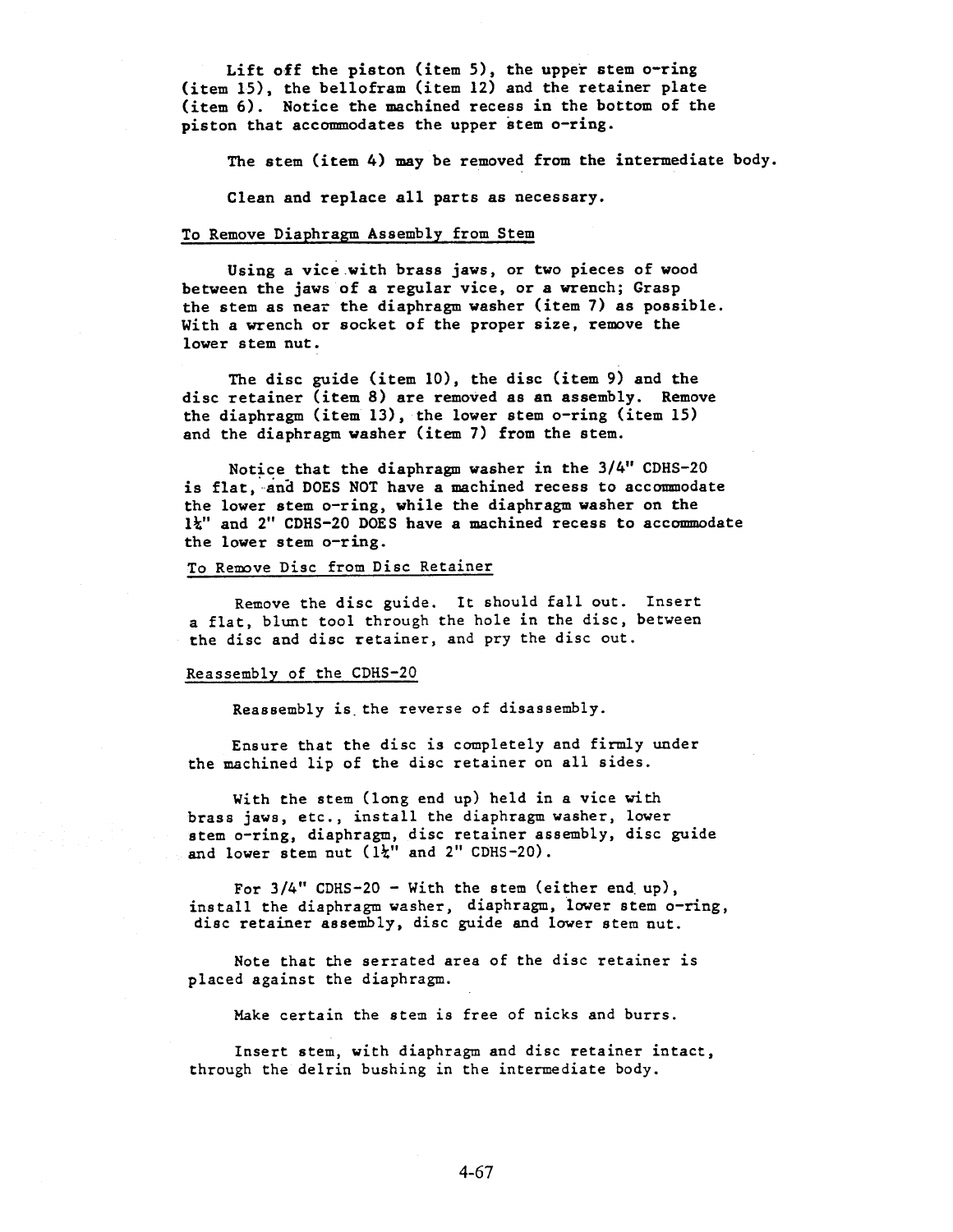Lift off the piston (item 5), the upper stem o-ring (item 15), the bellofram (item 12) and the retainer plate (item 6). Notice the machined recess in the bottom of the piston that accommodates the upper stem o-ring.

The stem (item 4) may be removed from the intermediate body.

Clean and replace all parts as necessary.

To Remove Diaphragm Assembly from Stem

Using a vice with brass jaws, or two pieces of wood between the jaws of a regular vice, or a wrench; Grasp the stem as near the diaphragm washer (item 7) as possible. With a wrench or socket of the proper size, remove the lower stem nut.

The disc guide (item 10), the disc (item 9) and the disc retainer (item 8) are removed as an assembly. Remove the diaphragm (item 13), the lower stem o-ring (item 15) and the diaphragm washer (item 7) from the stem.

Notice that the diaphragm washer in the 3/4" CDHS-20 is flat, and DOES NOT have a machined recess to accommodate the lower stem o-ring, while the diaphragm washer on the 1¼" and 2" CDHS-20 DOES have a machined recess to accommodate the lower stem o-ring.

To Remove Disc from Disc Retainer

Remove the disc guide. It should fall out. Insert a flat, blunt tool through the hole in the disc, between the disc and disc retainer, and pry the disc out.

Reassembly of the CDHS-20

Reassembly is the reverse of disassembly.

Ensure that the disc is completely and firmly under the machined lip of the disc retainer on all sides.

With the stem (long end up) held in a vice with brass jaws, etc., install the diaphragm washer, lower stem o-ring, diaphragm, disc retainer assembly, disc guide and lower stem nut (1¼" and 2" CDHS-20).

For 3/4" CDHS-20 - With the stem (either end up), install the diaphragm washer, diaphragm, lower stem o-ring, disc retainer assembly, disc guide and lower stem nut.

Note that the serrated area of the disc retainer is placed against the diaphragm.

Make certain the stem is free of nicks and burrs.

Insert stem, with diaphragm and disc retainer intact, through the delrin bushing in the intermediate body.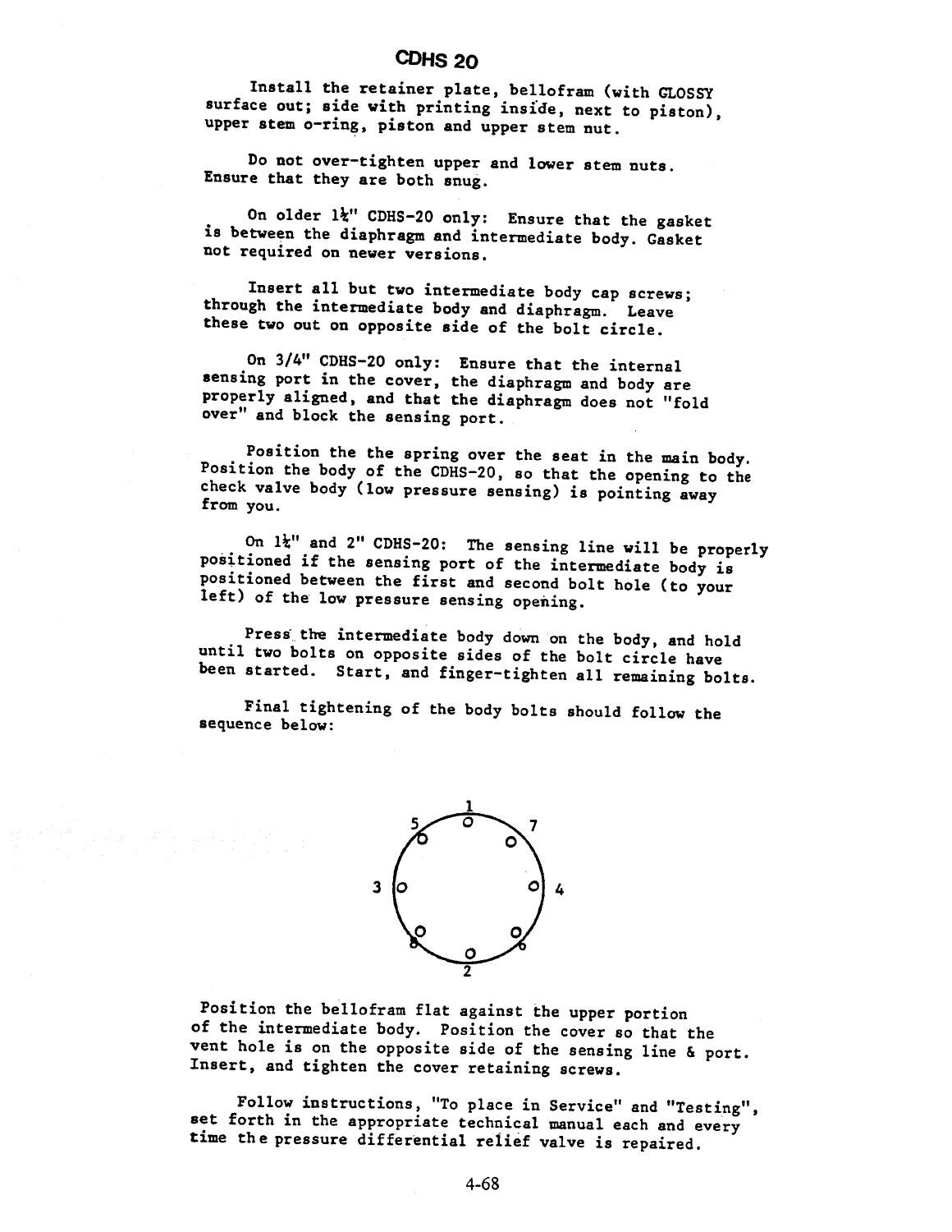# CDHS 20

Install the retainer plate, bellofram (with GLOSSY surface out; side with printing inside, next to piston), upper stem o-ring, piston and upper stem nut.

Do not over-tighten upper and lower stem nuts. Ensure that they are both snug.

On older 1¼" CDHS-20 only: Ensure that the gasket is between the diaphragm and intermediate body. Gasket not required on newer versions.

Insert all but two intermediate body cap screws; through the intermediate body and diaphragm. Leave these two out on opposite side of the bolt circle.

On 3/4" CDHS-20 only: Ensure that the internal sensing port in the cover, the diaphragm and body are properly aligned, and that the diaphragm does not "fold over" and block the sensing port.

Position the the spring over the seat in the main body. Position the body of the CDHS-20, so that the opening to the check valve body (low pressure sensing) is pointing away from you.

On 1¼" and 2" CDHS-20: The sensing line will be properly positioned if the sensing port of the intermediate body is positioned between the first and second bolt hole (to your left) of the low pressure sensing opening.

Press the intermediate body down on the body, and hold until two bolts on opposite sides of the bolt circle have been started. Start, and finger-tighten all remaining bolts.

Final tightening of the body bolts should follow the sequence below:

```
          1
      5   o   7
       o     o
   3 o         o 4
       o     o
      8   o   6
          2
```

Position the bellofram flat against the upper portion of the intermediate body. Position the cover so that the vent hole is on the opposite side of the sensing line & port. Insert, and tighten the cover retaining screws.

Follow instructions, "To place in Service" and "Testing", set forth in the appropriate technical manual each and every time the pressure differential relief valve is repaired.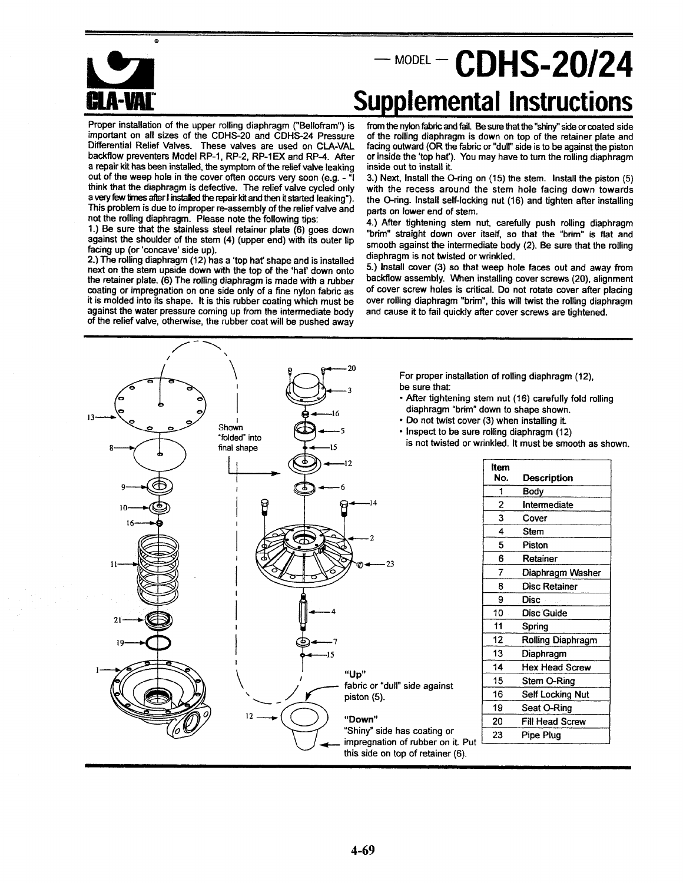# CLA-VAL

## — MODEL — CDHS-20/24

# Supplemental Instructions

Proper installation of the upper rolling diaphragm ("Bellofram") is important on all sizes of the CDHS-20 and CDHS-24 Pressure Differential Relief Valves. These valves are used on CLA-VAL backflow preventers Model RP-1, RP-2, RP-1EX and RP-4. After a repair kit has been installed, the symptom of the relief valve leaking out of the weep hole in the cover often occurs very soon (e.g. - "I think that the diaphragm is defective. The relief valve cycled only a very few times after I installed the repair kit and then it started leaking"). This problem is due to improper re-assembly of the relief valve and not the rolling diaphragm. Please note the following tips:

1.) Be sure that the stainless steel retainer plate (6) goes down against the shoulder of the stem (4) (upper end) with its outer lip facing up (or 'concave' side up).

2.) The rolling diaphragm (12) has a 'top hat' shape and is installed next on the stem upside down with the top of the 'hat' down onto the retainer plate. (6) The rolling diaphragm is made with a rubber coating or impregnation on one side only of a fine nylon fabric as it is molded into its shape. It is this rubber coating which must be against the water pressure coming up from the intermediate body of the relief valve, otherwise, the rubber coat will be pushed away from the nylon fabric and fail. Be sure that the "shiny" side or coated side of the rolling diaphragm is down on top of the retainer plate and facing outward (OR the fabric or "dull" side is to be against the piston or inside the 'top hat'). You may have to turn the rolling diaphragm inside out to install it.

3.) Next, Install the O-ring on (15) the stem. Install the piston (5) with the recess around the stem hole facing down towards the O-ring. Install self-locking nut (16) and tighten after installing parts on lower end of stem.

4.) After tightening stem nut, carefully push rolling diaphragm "brim" straight down over itself, so that the "brim" is flat and smooth against the intermediate body (2). Be sure that the rolling diaphragm is not twisted or wrinkled.

5.) Install cover (3) so that weep hole faces out and away from backflow assembly. When installing cover screws (20), alignment of cover screw holes is critical. Do not rotate cover after placing over rolling diaphragm "brim", this will twist the rolling diaphragm and cause it to fail quickly after cover screws are tightened.

13
8
9
10
16
11
21
19
1

Shown "folded" into final shape

20
3
16
5
15
12
6
14
2
23
4
7
15

12

"Up"
fabric or "dull" side against piston (5).

"Down"
"Shiny" side has coating or impregnation of rubber on it. Put this side on top of retainer (6).

For proper installation of rolling diaphragm (12), be sure that:

- After tightening stem nut (16) carefully fold rolling diaphragm "brim" down to shape shown.
- Do not twist cover (3) when installing it.
- Inspect to be sure rolling diaphragm (12) is not twisted or wrinkled. It must be smooth as shown.

| Item No. | Description |
|---|---|
| 1 | Body |
| 2 | Intermediate |
| 3 | Cover |
| 4 | Stem |
| 5 | Piston |
| 6 | Retainer |
| 7 | Diaphragm Washer |
| 8 | Disc Retainer |
| 9 | Disc |
| 10 | Disc Guide |
| 11 | Spring |
| 12 | Rolling Diaphragm |
| 13 | Diaphragm |
| 14 | Hex Head Screw |
| 15 | Stem O-Ring |
| 16 | Self Locking Nut |
| 19 | Seat O-Ring |
| 20 | Fill Head Screw |
| 23 | Pipe Plug |